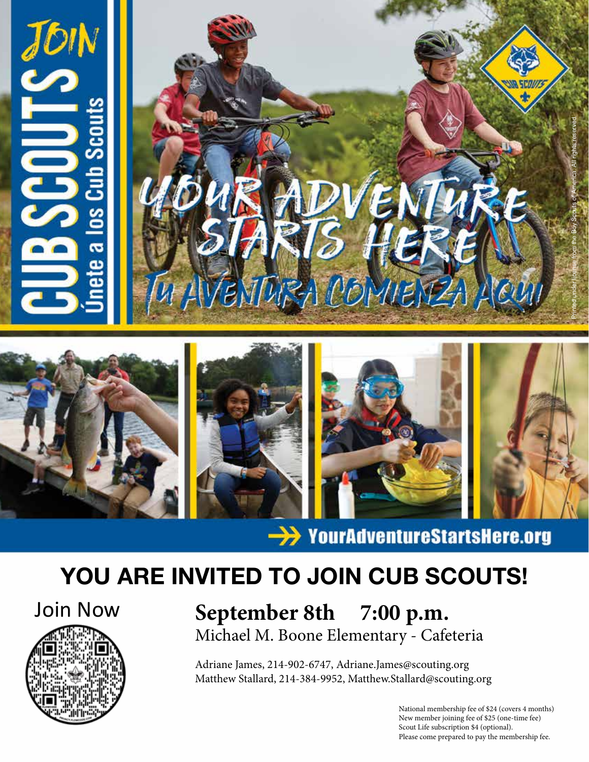# JOIN CUB SCOUTS

Únete a los Cub Scouts

## YOUR ADVENTURE STARTS HERE

Tu Aventura Comienza Aqui

Printed under license from the Boy Scouts of America. All rights reserved.

→ YourAdventureStartsHere.org

# YOU ARE INVITED TO JOIN CUB SCOUTS!

Join Now

## September 8th 7:00 p.m.

Michael M. Boone Elementary - Cafeteria

Adriane James, 214-902-6747, Adriane.James@scouting.org
Matthew Stallard, 214-384-9952, Matthew.Stallard@scouting.org

National membership fee of $24 (covers 4 months)
New member joining fee of $25 (one-time fee)
Scout Life subscription $4 (optional).
Please come prepared to pay the membership fee.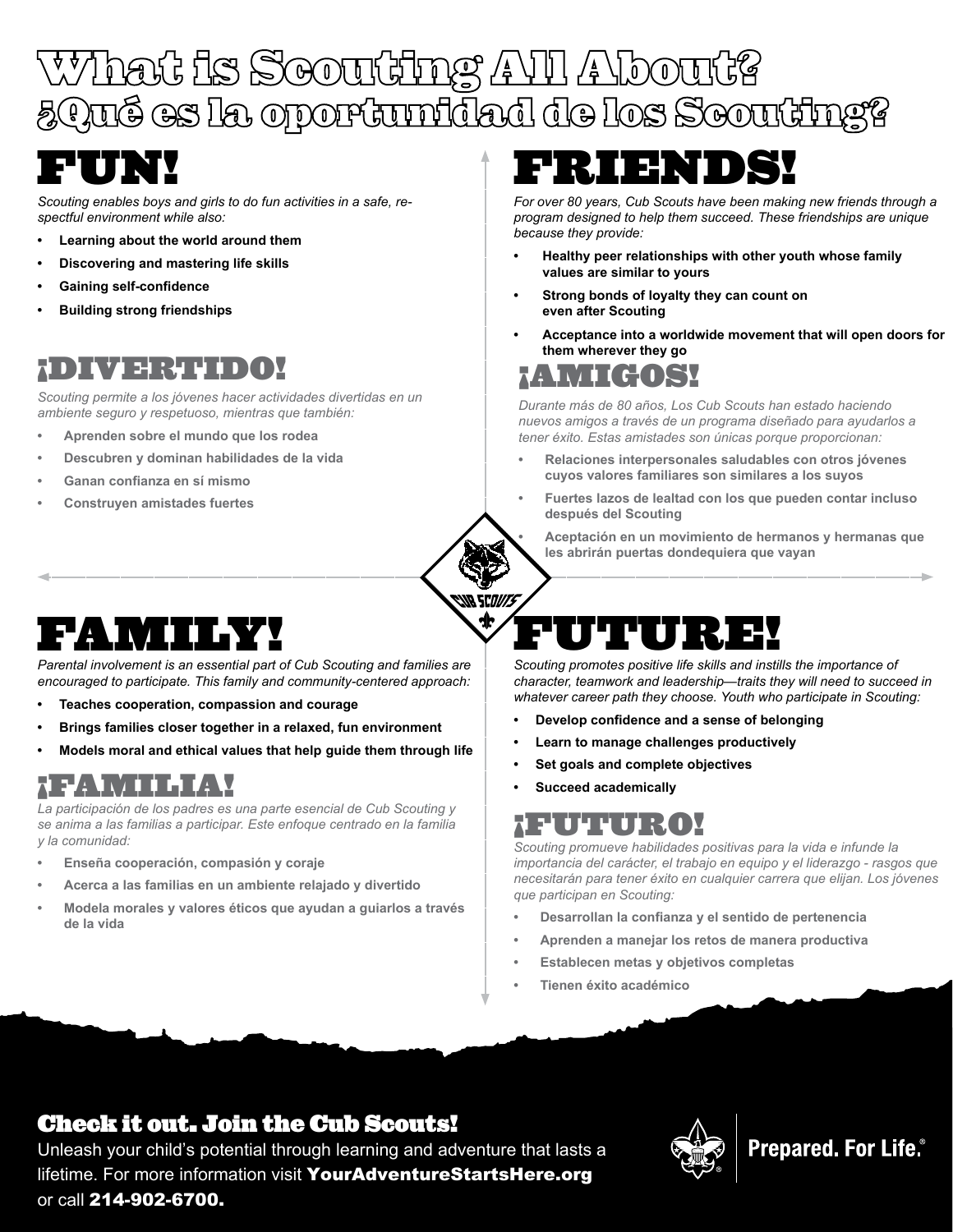# What is Scouting All About?
# ¿Qué es la oportunidad de los Scouting?

## FUN!

*Scouting enables boys and girls to do fun activities in a safe, respectful environment while also:*

- **Learning about the world around them**
- **Discovering and mastering life skills**
- **Gaining self-confidence**
- **Building strong friendships**

## ¡DIVERTIDO!

*Scouting permite a los jóvenes hacer actividades divertidas en un ambiente seguro y respetuoso, mientras que también:*

- **Aprenden sobre el mundo que los rodea**
- **Descubren y dominan habilidades de la vida**
- **Ganan confianza en sí mismo**
- **Construyen amistades fuertes**

## FRIENDS!

*For over 80 years, Cub Scouts have been making new friends through a program designed to help them succeed. These friendships are unique because they provide:*

- **Healthy peer relationships with other youth whose family values are similar to yours**
- **Strong bonds of loyalty they can count on even after Scouting**
- **Acceptance into a worldwide movement that will open doors for them wherever they go**

## ¡AMIGOS!

*Durante más de 80 años, Los Cub Scouts han estado haciendo nuevos amigos a través de un programa diseñado para ayudarlos a tener éxito. Estas amistades son únicas porque proporcionan:*

- **Relaciones interpersonales saludables con otros jóvenes cuyos valores familiares son similares a los suyos**
- **Fuertes lazos de lealtad con los que pueden contar incluso después del Scouting**
- **Aceptación en un movimiento de hermanos y hermanas que les abrirán puertas dondequiera que vayan**

## FAMILY!

*Parental involvement is an essential part of Cub Scouting and families are encouraged to participate. This family and community-centered approach:*

- **Teaches cooperation, compassion and courage**
- **Brings families closer together in a relaxed, fun environment**
- **Models moral and ethical values that help guide them through life**

## ¡FAMILIA!

*La participación de los padres es una parte esencial de Cub Scouting y se anima a las familias a participar. Este enfoque centrado en la familia y la comunidad:*

- **Enseña cooperación, compasión y coraje**
- **Acerca a las familias en un ambiente relajado y divertido**
- **Modela morales y valores éticos que ayudan a guiarlos a través de la vida**

## FUTURE!

*Scouting promotes positive life skills and instills the importance of character, teamwork and leadership—traits they will need to succeed in whatever career path they choose. Youth who participate in Scouting:*

- **Develop confidence and a sense of belonging**
- **Learn to manage challenges productively**
- **Set goals and complete objectives**
- **Succeed academically**

## ¡FUTURO!

*Scouting promueve habilidades positivas para la vida e infunde la importancia del carácter, el trabajo en equipo y el liderazgo - rasgos que necesitarán para tener éxito en cualquier carrera que elijan. Los jóvenes que participan en Scouting:*

- **Desarrollan la confianza y el sentido de pertenencia**
- **Aprenden a manejar los retos de manera productiva**
- **Establecen metas y objetivos completas**
- **Tienen éxito académico**

### Check it out. Join the Cub Scouts!

Unleash your child's potential through learning and adventure that lasts a lifetime. For more information visit **YourAdventureStartsHere.org** or call **214-902-6700.**

Prepared. For Life.®